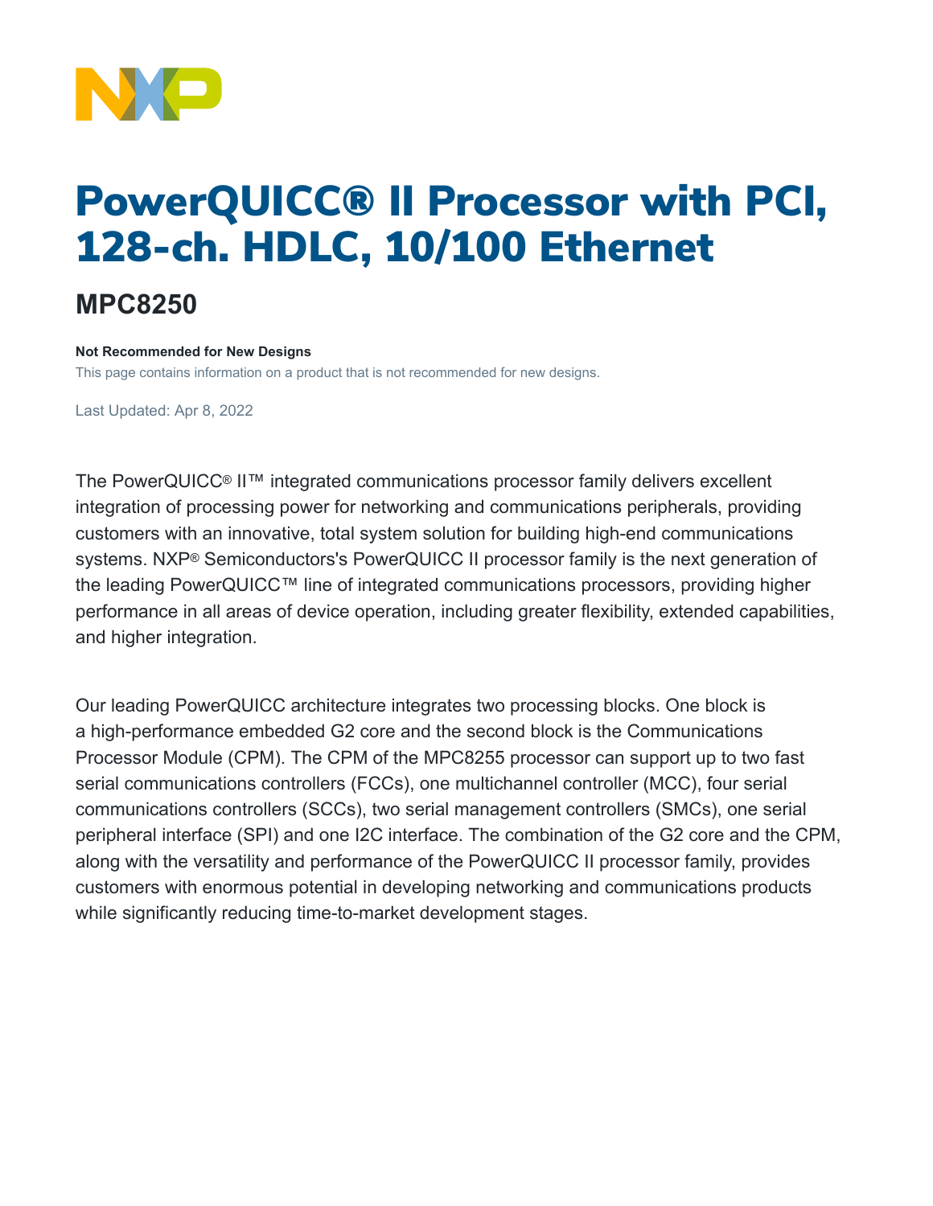# PowerQUICC® II Processor with PCI, 128-ch. HDLC, 10/100 Ethernet

## MPC8250

**Not Recommended for New Designs**

This page contains information on a product that is not recommended for new designs.

Last Updated: Apr 8, 2022

The PowerQUICC® II™ integrated communications processor family delivers excellent integration of processing power for networking and communications peripherals, providing customers with an innovative, total system solution for building high-end communications systems. NXP® Semiconductors's PowerQUICC II processor family is the next generation of the leading PowerQUICC™ line of integrated communications processors, providing higher performance in all areas of device operation, including greater flexibility, extended capabilities, and higher integration.

Our leading PowerQUICC architecture integrates two processing blocks. One block is a high-performance embedded G2 core and the second block is the Communications Processor Module (CPM). The CPM of the MPC8255 processor can support up to two fast serial communications controllers (FCCs), one multichannel controller (MCC), four serial communications controllers (SCCs), two serial management controllers (SMCs), one serial peripheral interface (SPI) and one I2C interface. The combination of the G2 core and the CPM, along with the versatility and performance of the PowerQUICC II processor family, provides customers with enormous potential in developing networking and communications products while significantly reducing time-to-market development stages.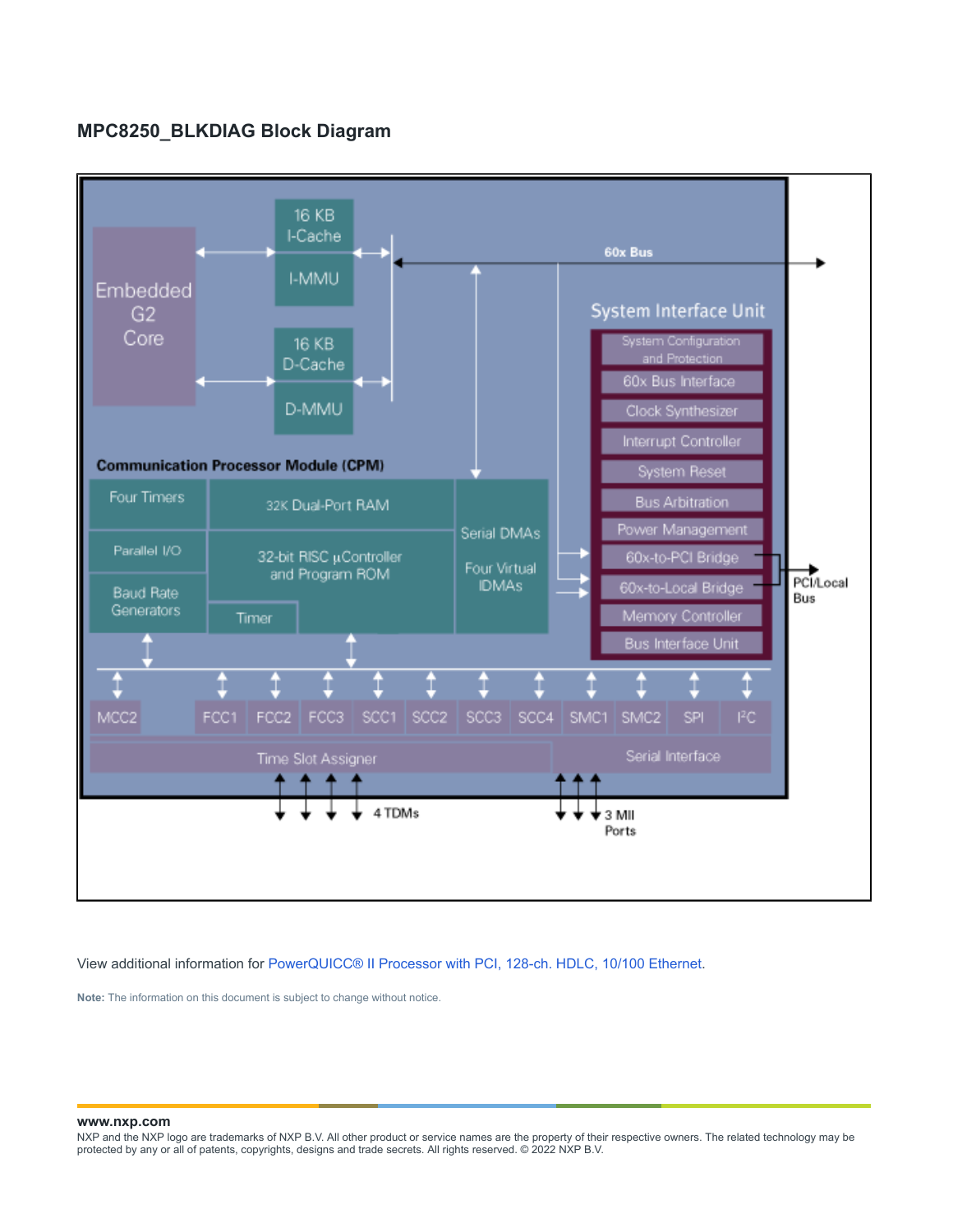## MPC8250_BLKDIAG Block Diagram

Embedded G2 Core

16 KB I-Cache

I-MMU

16 KB D-Cache

D-MMU

60x Bus

System Interface Unit

System Configuration and Protection

60x Bus Interface

Clock Synthesizer

Interrupt Controller

System Reset

Bus Arbitration

Power Management

60x-to-PCI Bridge

60x-to-Local Bridge

Memory Controller

Bus Interface Unit

PCI/Local Bus

Communication Processor Module (CPM)

Four Timers

32K Dual-Port RAM

Serial DMAs

Four Virtual IDMAs

Parallel I/O

32-bit RISC µController and Program ROM

Baud Rate Generators

Timer

MCC2 FCC1 FCC2 FCC3 SCC1 SCC2 SCC3 SCC4 SMC1 SMC2 SPI I²C

Time Slot Assigner

Serial Interface

4 TDMs

3 MII Ports

View additional information for PowerQUICC® II Processor with PCI, 128-ch. HDLC, 10/100 Ethernet.

**Note:** The information on this document is subject to change without notice.

**www.nxp.com**

NXP and the NXP logo are trademarks of NXP B.V. All other product or service names are the property of their respective owners. The related technology may be protected by any or all of patents, copyrights, designs and trade secrets. All rights reserved. © 2022 NXP B.V.